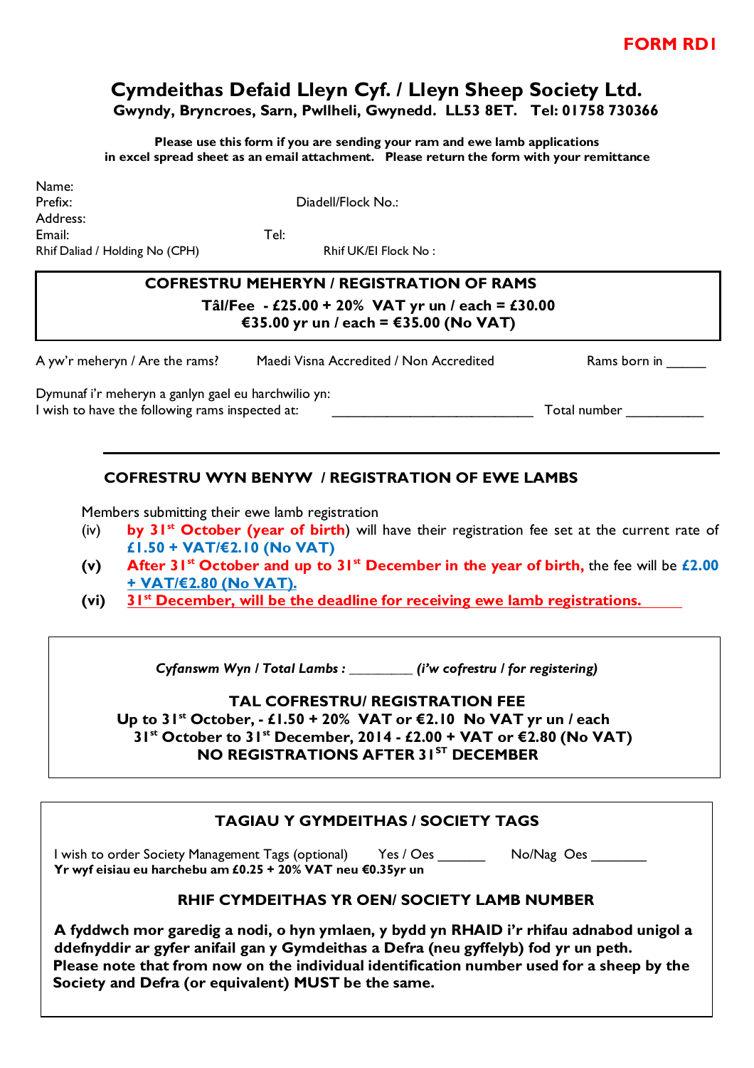**FORM RD1**

# Cymdeithas Defaid Lleyn Cyf. / Lleyn Sheep Society Ltd.

**Gwyndy, Bryncroes, Sarn, Pwllheli, Gwynedd. LL53 8ET. Tel: 01758 730366**

**Please use this form if you are sending your ram and ewe lamb applications in excel spread sheet as an email attachment. Please return the form with your remittance**

Name:

Prefix: Diadell/Flock No.:

Address:

Email: Tel:

Rhif Daliad / Holding No (CPH) Rhif UK/EI Flock No :

## COFRESTRU MEHERYN / REGISTRATION OF RAMS

**Tâl/Fee - £25.00 + 20% VAT yr un / each = £30.00**
**€35.00 yr un / each = €35.00 (No VAT)**

A yw'r meheryn / Are the rams? Maedi Visna Accredited / Non Accredited Rams born in ______

Dymunaf i'r meheryn a ganlyn gael eu harchwilio yn:
I wish to have the following rams inspected at: ____________________________ Total number ___________

## COFRESTRU WYN BENYW / REGISTRATION OF EWE LAMBS

Members submitting their ewe lamb registration

(iv) **by 31st October (year of birth)** will have their registration fee set at the current rate of **£1.50 + VAT/€2.10 (No VAT)**

**(v)** **After 31st October and up to 31st December in the year of birth,** the fee will be **£2.00 + VAT/€2.80 (No VAT).**

**(vi)** **31st December, will be the deadline for receiving ewe lamb registrations.**

***Cyfanswm Wyn / Total Lambs :*** _________ ***(i'w cofrestru / for registering)***

**TAL COFRESTRU/ REGISTRATION FEE**
**Up to 31st October, - £1.50 + 20% VAT or €2.10 No VAT yr un / each**
**31st October to 31st December, 2014 - £2.00 + VAT or €2.80 (No VAT)**
**NO REGISTRATIONS AFTER 31ST DECEMBER**

## TAGIAU Y GYMDEITHAS / SOCIETY TAGS

I wish to order Society Management Tags (optional) Yes / Oes _______ No/Nag Oes ________
**Yr wyf eisiau eu harchebu am £0.25 + 20% VAT neu €0.35yr un**

## RHIF CYMDEITHAS YR OEN/ SOCIETY LAMB NUMBER

**A fyddwch mor garedig a nodi, o hyn ymlaen, y bydd yn RHAID i'r rhifau adnabod unigol a ddefnyddir ar gyfer anifail gan y Gymdeithas a Defra (neu gyffelyb) fod yr un peth.**
**Please note that from now on the individual identification number used for a sheep by the Society and Defra (or equivalent) MUST be the same.**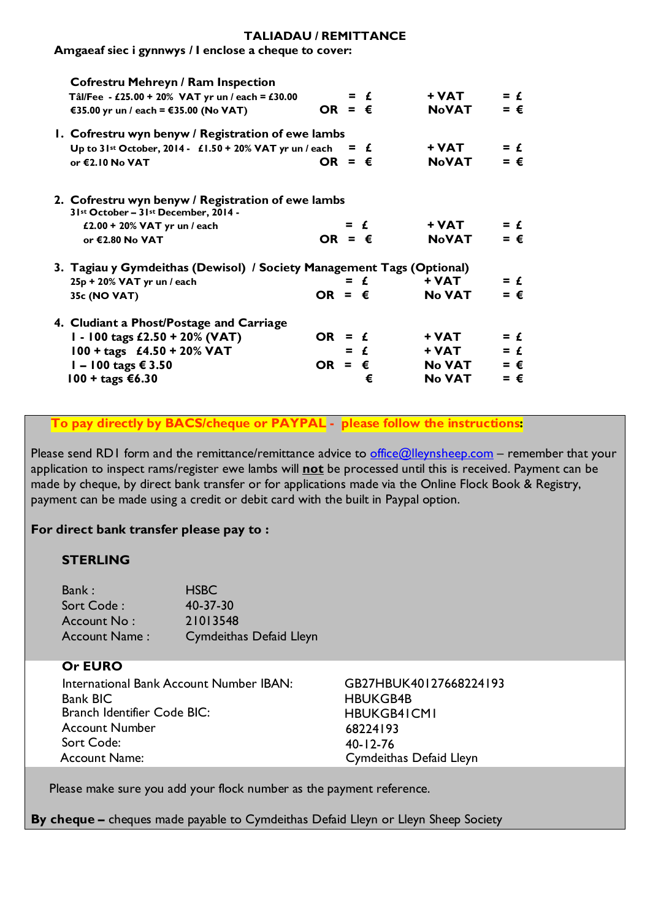## TALIADAU / REMITTANCE

**Amgaeaf siec i gynnwys / I enclose a cheque to cover:**

| | | | | |
|---|---|---|---|---|
| **Cofrestru Mehreyn / Ram Inspection** | | | | |
| **Tâl/Fee - £25.00 + 20% VAT yr un / each = £30.00** | | **= £** | **+ VAT** | **= £** |
| **€35.00 yr un / each = €35.00 (No VAT)** | **OR** | **= €** | **NoVAT** | **= €** |
| **1. Cofrestru wyn benyw / Registration of ewe lambs** | | | | |
| **Up to 31st October, 2014 - £1.50 + 20% VAT yr un / each** | | **= £** | **+ VAT** | **= £** |
| **or €2.10 No VAT** | **OR** | **= €** | **NoVAT** | **= €** |
| **2. Cofrestru wyn benyw / Registration of ewe lambs** | | | | |
| **31st October – 31st December, 2014 -** | | | | |
| **£2.00 + 20% VAT yr un / each** | | **= £** | **+ VAT** | **= £** |
| **or €2.80 No VAT** | **OR** | **= €** | **NoVAT** | **= €** |
| **3. Tagiau y Gymdeithas (Dewisol) / Society Management Tags (Optional)** | | | | |
| **25p + 20% VAT yr un / each** | | **= £** | **+ VAT** | **= £** |
| **35c (NO VAT)** | **OR** | **= €** | **No VAT** | **= €** |
| **4. Cludiant a Phost/Postage and Carriage** | | | | |
| **1 - 100 tags £2.50 + 20% (VAT)** | **OR** | **= £** | **+ VAT** | **= £** |
| **100 + tags £4.50 + 20% VAT** | | **= £** | **+ VAT** | **= £** |
| **1 – 100 tags € 3.50** | **OR** | **= €** | **No VAT** | **= €** |
| **100 + tags €6.30** | | **€** | **No VAT** | **= €** |

**To pay directly by BACS/cheque or PAYPAL - please follow the instructions:**

Please send RD1 form and the remittance/remittance advice to office@lleynsheep.com – remember that your application to inspect rams/register ewe lambs will **not** be processed until this is received. Payment can be made by cheque, by direct bank transfer or for applications made via the Online Flock Book & Registry, payment can be made using a credit or debit card with the built in Paypal option.

**For direct bank transfer please pay to :**

**STERLING**

| | |
|---|---|
| Bank : | HSBC |
| Sort Code : | 40-37-30 |
| Account No : | 21013548 |
| Account Name : | Cymdeithas Defaid Lleyn |

**Or EURO**

| | |
|---|---|
| International Bank Account Number IBAN: | GB27HBUK40127668224193 |
| Bank BIC | HBUKGB4B |
| Branch Identifier Code BIC: | HBUKGB41CM1 |
| Account Number | 68224193 |
| Sort Code: | 40-12-76 |
| Account Name: | Cymdeithas Defaid Lleyn |

Please make sure you add your flock number as the payment reference.

**By cheque –** cheques made payable to Cymdeithas Defaid Lleyn or Lleyn Sheep Society